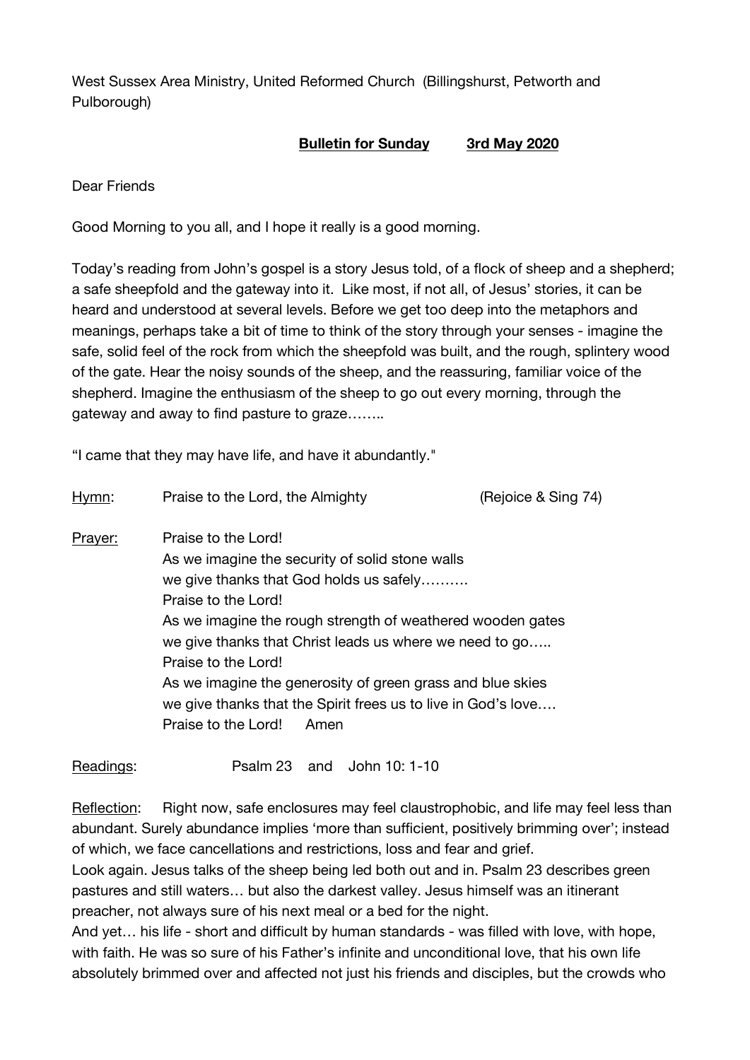West Sussex Area Ministry, United Reformed Church (Billingshurst, Petworth and Pulborough)

**Bulletin for Sunday 3rd May 2020**

Dear Friends

Good Morning to you all, and I hope it really is a good morning.

Today's reading from John's gospel is a story Jesus told, of a flock of sheep and a shepherd; a safe sheepfold and the gateway into it. Like most, if not all, of Jesus' stories, it can be heard and understood at several levels. Before we get too deep into the metaphors and meanings, perhaps take a bit of time to think of the story through your senses - imagine the safe, solid feel of the rock from which the sheepfold was built, and the rough, splintery wood of the gate. Hear the noisy sounds of the sheep, and the reassuring, familiar voice of the shepherd. Imagine the enthusiasm of the sheep to go out every morning, through the gateway and away to find pasture to graze……..

"I came that they may have life, and have it abundantly."

Hymn: Praise to the Lord, the Almighty (Rejoice & Sing 74)

Prayer: Praise to the Lord!
As we imagine the security of solid stone walls
we give thanks that God holds us safely……….
Praise to the Lord!
As we imagine the rough strength of weathered wooden gates
we give thanks that Christ leads us where we need to go…..
Praise to the Lord!
As we imagine the generosity of green grass and blue skies
we give thanks that the Spirit frees us to live in God's love….
Praise to the Lord! Amen

Readings: Psalm 23 and John 10: 1-10

Reflection: Right now, safe enclosures may feel claustrophobic, and life may feel less than abundant. Surely abundance implies 'more than sufficient, positively brimming over'; instead of which, we face cancellations and restrictions, loss and fear and grief.
Look again. Jesus talks of the sheep being led both out and in. Psalm 23 describes green pastures and still waters… but also the darkest valley. Jesus himself was an itinerant preacher, not always sure of his next meal or a bed for the night.
And yet… his life - short and difficult by human standards - was filled with love, with hope, with faith. He was so sure of his Father's infinite and unconditional love, that his own life absolutely brimmed over and affected not just his friends and disciples, but the crowds who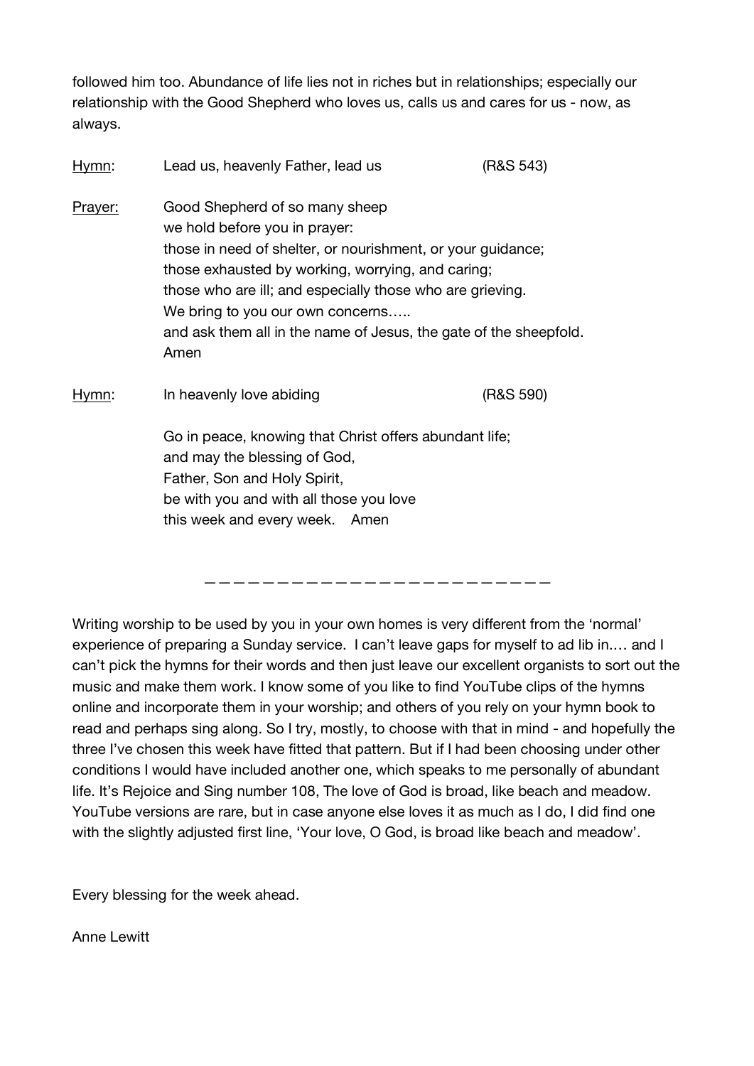followed him too. Abundance of life lies not in riches but in relationships; especially our relationship with the Good Shepherd who loves us, calls us and cares for us - now, as always.

<u>Hymn</u>: Lead us, heavenly Father, lead us (R&S 543)

<u>Prayer:</u> Good Shepherd of so many sheep
we hold before you in prayer:
those in need of shelter, or nourishment, or your guidance;
those exhausted by working, worrying, and caring;
those who are ill; and especially those who are grieving.
We bring to you our own concerns…..
and ask them all in the name of Jesus, the gate of the sheepfold.
Amen

<u>Hymn</u>: In heavenly love abiding (R&S 590)

Go in peace, knowing that Christ offers abundant life;
and may the blessing of God,
Father, Son and Holy Spirit,
be with you and with all those you love
this week and every week. Amen

---

Writing worship to be used by you in your own homes is very different from the 'normal' experience of preparing a Sunday service. I can't leave gaps for myself to ad lib in.… and I can't pick the hymns for their words and then just leave our excellent organists to sort out the music and make them work. I know some of you like to find YouTube clips of the hymns online and incorporate them in your worship; and others of you rely on your hymn book to read and perhaps sing along. So I try, mostly, to choose with that in mind - and hopefully the three I've chosen this week have fitted that pattern. But if I had been choosing under other conditions I would have included another one, which speaks to me personally of abundant life. It's Rejoice and Sing number 108, The love of God is broad, like beach and meadow. YouTube versions are rare, but in case anyone else loves it as much as I do, I did find one with the slightly adjusted first line, 'Your love, O God, is broad like beach and meadow'.

Every blessing for the week ahead.

Anne Lewitt